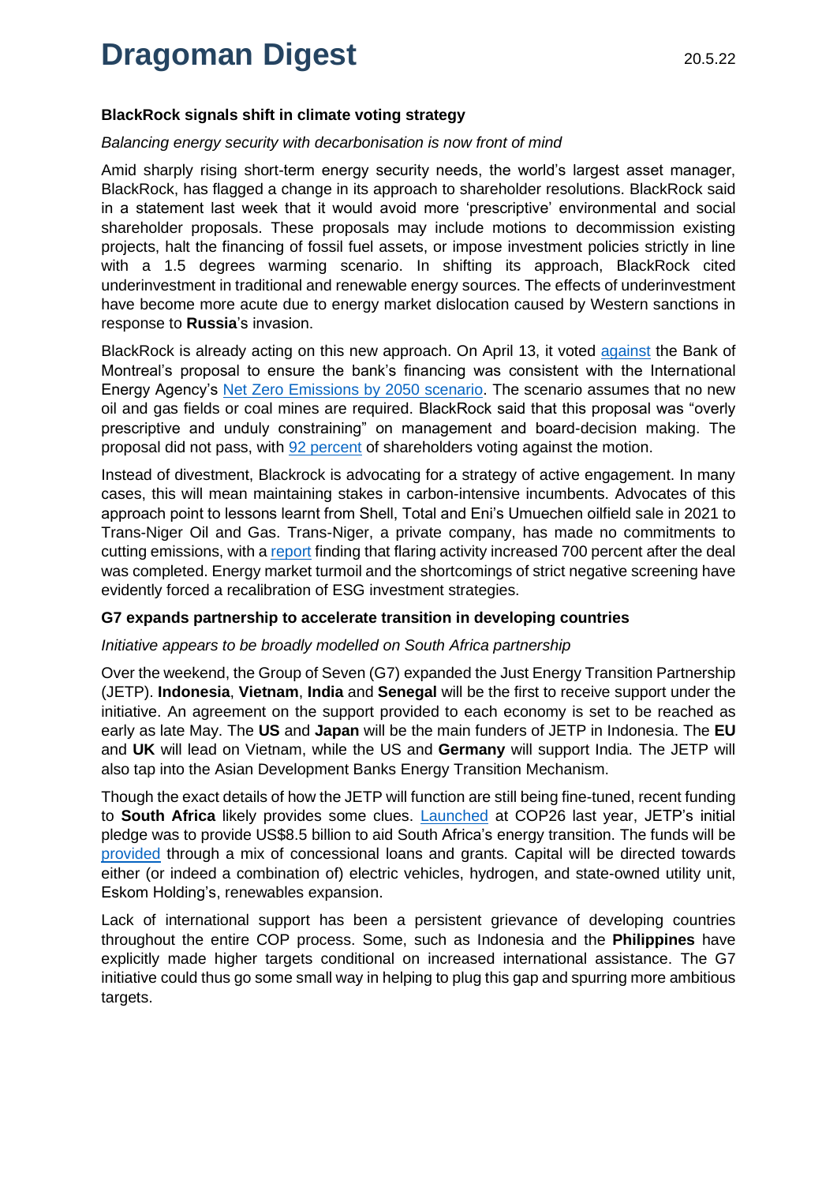# Dragoman Digest

20.5.22

### BlackRock signals shift in climate voting strategy

*Balancing energy security with decarbonisation is now front of mind*

Amid sharply rising short-term energy security needs, the world's largest asset manager, BlackRock, has flagged a change in its approach to shareholder resolutions. BlackRock said in a statement last week that it would avoid more 'prescriptive' environmental and social shareholder proposals. These proposals may include motions to decommission existing projects, halt the financing of fossil fuel assets, or impose investment policies strictly in line with a 1.5 degrees warming scenario. In shifting its approach, BlackRock cited underinvestment in traditional and renewable energy sources. The effects of underinvestment have become more acute due to energy market dislocation caused by Western sanctions in response to **Russia**'s invasion.

BlackRock is already acting on this new approach. On April 13, it voted against the Bank of Montreal's proposal to ensure the bank's financing was consistent with the International Energy Agency's Net Zero Emissions by 2050 scenario. The scenario assumes that no new oil and gas fields or coal mines are required. BlackRock said that this proposal was "overly prescriptive and unduly constraining" on management and board-decision making. The proposal did not pass, with 92 percent of shareholders voting against the motion.

Instead of divestment, Blackrock is advocating for a strategy of active engagement. In many cases, this will mean maintaining stakes in carbon-intensive incumbents. Advocates of this approach point to lessons learnt from Shell, Total and Eni's Umuechen oilfield sale in 2021 to Trans-Niger Oil and Gas. Trans-Niger, a private company, has made no commitments to cutting emissions, with a report finding that flaring activity increased 700 percent after the deal was completed. Energy market turmoil and the shortcomings of strict negative screening have evidently forced a recalibration of ESG investment strategies.

### G7 expands partnership to accelerate transition in developing countries

*Initiative appears to be broadly modelled on South Africa partnership*

Over the weekend, the Group of Seven (G7) expanded the Just Energy Transition Partnership (JETP). **Indonesia**, **Vietnam**, **India** and **Senegal** will be the first to receive support under the initiative. An agreement on the support provided to each economy is set to be reached as early as late May. The **US** and **Japan** will be the main funders of JETP in Indonesia. The **EU** and **UK** will lead on Vietnam, while the US and **Germany** will support India. The JETP will also tap into the Asian Development Banks Energy Transition Mechanism.

Though the exact details of how the JETP will function are still being fine-tuned, recent funding to **South Africa** likely provides some clues. Launched at COP26 last year, JETP's initial pledge was to provide US$8.5 billion to aid South Africa's energy transition. The funds will be provided through a mix of concessional loans and grants. Capital will be directed towards either (or indeed a combination of) electric vehicles, hydrogen, and state-owned utility unit, Eskom Holding's, renewables expansion.

Lack of international support has been a persistent grievance of developing countries throughout the entire COP process. Some, such as Indonesia and the **Philippines** have explicitly made higher targets conditional on increased international assistance. The G7 initiative could thus go some small way in helping to plug this gap and spurring more ambitious targets.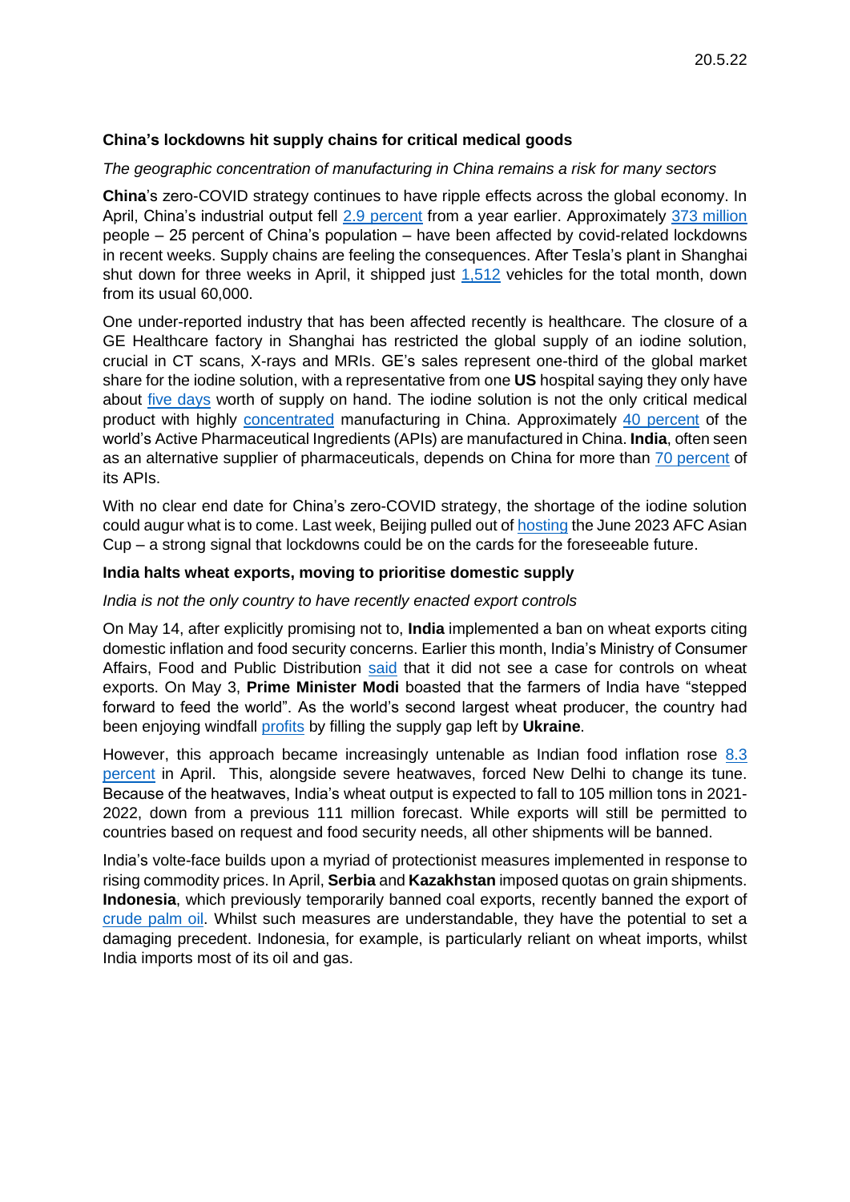20.5.22

**China's lockdowns hit supply chains for critical medical goods**

*The geographic concentration of manufacturing in China remains a risk for many sectors*

**China**'s zero-COVID strategy continues to have ripple effects across the global economy. In April, China's industrial output fell 2.9 percent from a year earlier. Approximately 373 million people – 25 percent of China's population – have been affected by covid-related lockdowns in recent weeks. Supply chains are feeling the consequences. After Tesla's plant in Shanghai shut down for three weeks in April, it shipped just 1,512 vehicles for the total month, down from its usual 60,000.

One under-reported industry that has been affected recently is healthcare. The closure of a GE Healthcare factory in Shanghai has restricted the global supply of an iodine solution, crucial in CT scans, X-rays and MRIs. GE's sales represent one-third of the global market share for the iodine solution, with a representative from one **US** hospital saying they only have about five days worth of supply on hand. The iodine solution is not the only critical medical product with highly concentrated manufacturing in China. Approximately 40 percent of the world's Active Pharmaceutical Ingredients (APIs) are manufactured in China. **India**, often seen as an alternative supplier of pharmaceuticals, depends on China for more than 70 percent of its APIs.

With no clear end date for China's zero-COVID strategy, the shortage of the iodine solution could augur what is to come. Last week, Beijing pulled out of hosting the June 2023 AFC Asian Cup – a strong signal that lockdowns could be on the cards for the foreseeable future.

**India halts wheat exports, moving to prioritise domestic supply**

*India is not the only country to have recently enacted export controls*

On May 14, after explicitly promising not to, **India** implemented a ban on wheat exports citing domestic inflation and food security concerns. Earlier this month, India's Ministry of Consumer Affairs, Food and Public Distribution said that it did not see a case for controls on wheat exports. On May 3, **Prime Minister Modi** boasted that the farmers of India have "stepped forward to feed the world". As the world's second largest wheat producer, the country had been enjoying windfall profits by filling the supply gap left by **Ukraine**.

However, this approach became increasingly untenable as Indian food inflation rose 8.3 percent in April. This, alongside severe heatwaves, forced New Delhi to change its tune. Because of the heatwaves, India's wheat output is expected to fall to 105 million tons in 2021-2022, down from a previous 111 million forecast. While exports will still be permitted to countries based on request and food security needs, all other shipments will be banned.

India's volte-face builds upon a myriad of protectionist measures implemented in response to rising commodity prices. In April, **Serbia** and **Kazakhstan** imposed quotas on grain shipments. **Indonesia**, which previously temporarily banned coal exports, recently banned the export of crude palm oil. Whilst such measures are understandable, they have the potential to set a damaging precedent. Indonesia, for example, is particularly reliant on wheat imports, whilst India imports most of its oil and gas.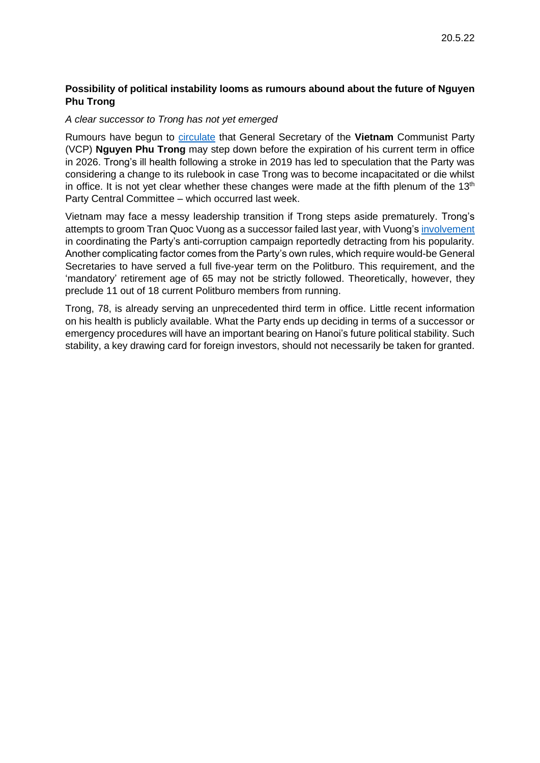20.5.22

**Possibility of political instability looms as rumours abound about the future of Nguyen Phu Trong**

*A clear successor to Trong has not yet emerged*

Rumours have begun to circulate that General Secretary of the **Vietnam** Communist Party (VCP) **Nguyen Phu Trong** may step down before the expiration of his current term in office in 2026. Trong's ill health following a stroke in 2019 has led to speculation that the Party was considering a change to its rulebook in case Trong was to become incapacitated or die whilst in office. It is not yet clear whether these changes were made at the fifth plenum of the 13th Party Central Committee – which occurred last week.

Vietnam may face a messy leadership transition if Trong steps aside prematurely. Trong's attempts to groom Tran Quoc Vuong as a successor failed last year, with Vuong's involvement in coordinating the Party's anti-corruption campaign reportedly detracting from his popularity. Another complicating factor comes from the Party's own rules, which require would-be General Secretaries to have served a full five-year term on the Politburo. This requirement, and the 'mandatory' retirement age of 65 may not be strictly followed. Theoretically, however, they preclude 11 out of 18 current Politburo members from running.

Trong, 78, is already serving an unprecedented third term in office. Little recent information on his health is publicly available. What the Party ends up deciding in terms of a successor or emergency procedures will have an important bearing on Hanoi's future political stability. Such stability, a key drawing card for foreign investors, should not necessarily be taken for granted.